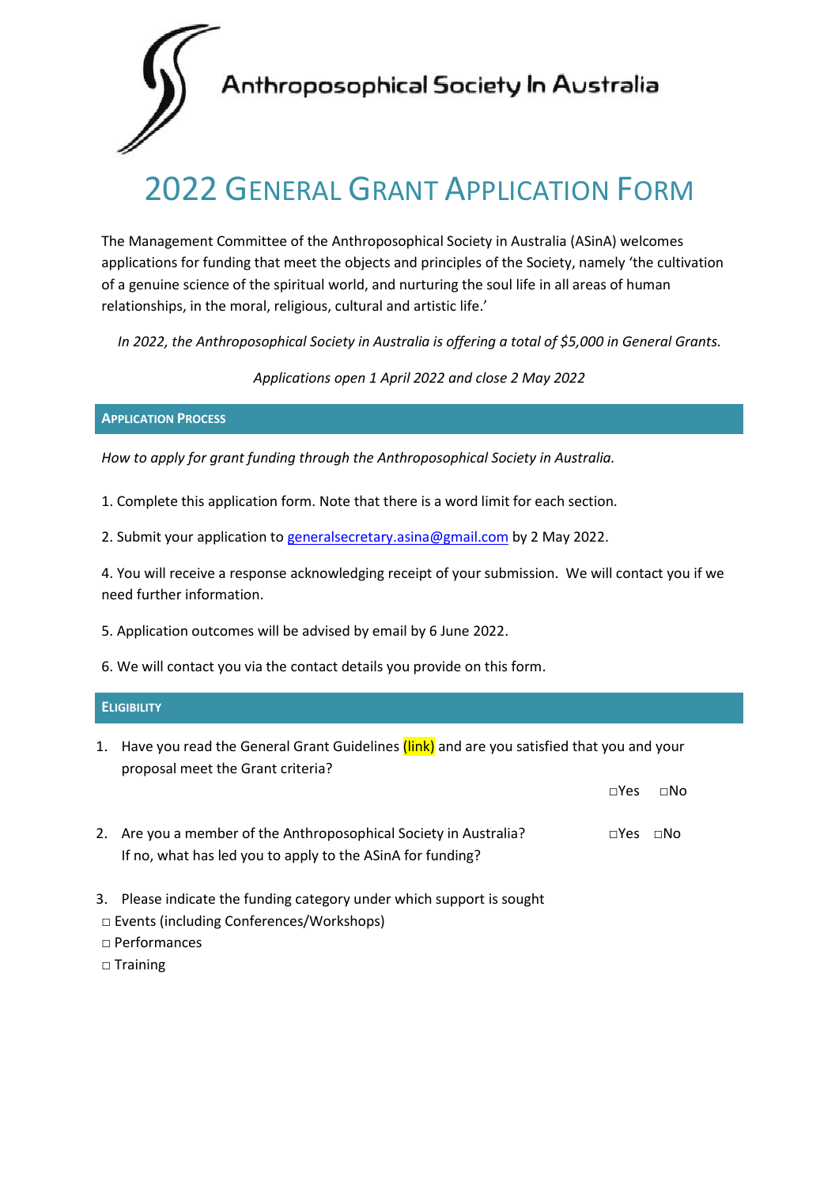Anthroposophical Society In Australia

# 2022 General Grant Application Form

The Management Committee of the Anthroposophical Society in Australia (ASinA) welcomes applications for funding that meet the objects and principles of the Society, namely 'the cultivation of a genuine science of the spiritual world, and nurturing the soul life in all areas of human relationships, in the moral, religious, cultural and artistic life.'

*In 2022, the Anthroposophical Society in Australia is offering a total of $5,000 in General Grants.*

*Applications open 1 April 2022 and close 2 May 2022*

## Application Process

*How to apply for grant funding through the Anthroposophical Society in Australia.*

1. Complete this application form. Note that there is a word limit for each section.

2. Submit your application to generalsecretary.asina@gmail.com by 2 May 2022.

4. You will receive a response acknowledging receipt of your submission. We will contact you if we need further information.

5. Application outcomes will be advised by email by 6 June 2022.

6. We will contact you via the contact details you provide on this form.

## Eligibility

1. Have you read the General Grant Guidelines (link) and are you satisfied that you and your proposal meet the Grant criteria?

   □Yes □No

2. Are you a member of the Anthroposophical Society in Australia? □Yes □No
   If no, what has led you to apply to the ASinA for funding?

3. Please indicate the funding category under which support is sought

□ Events (including Conferences/Workshops)
□ Performances
□ Training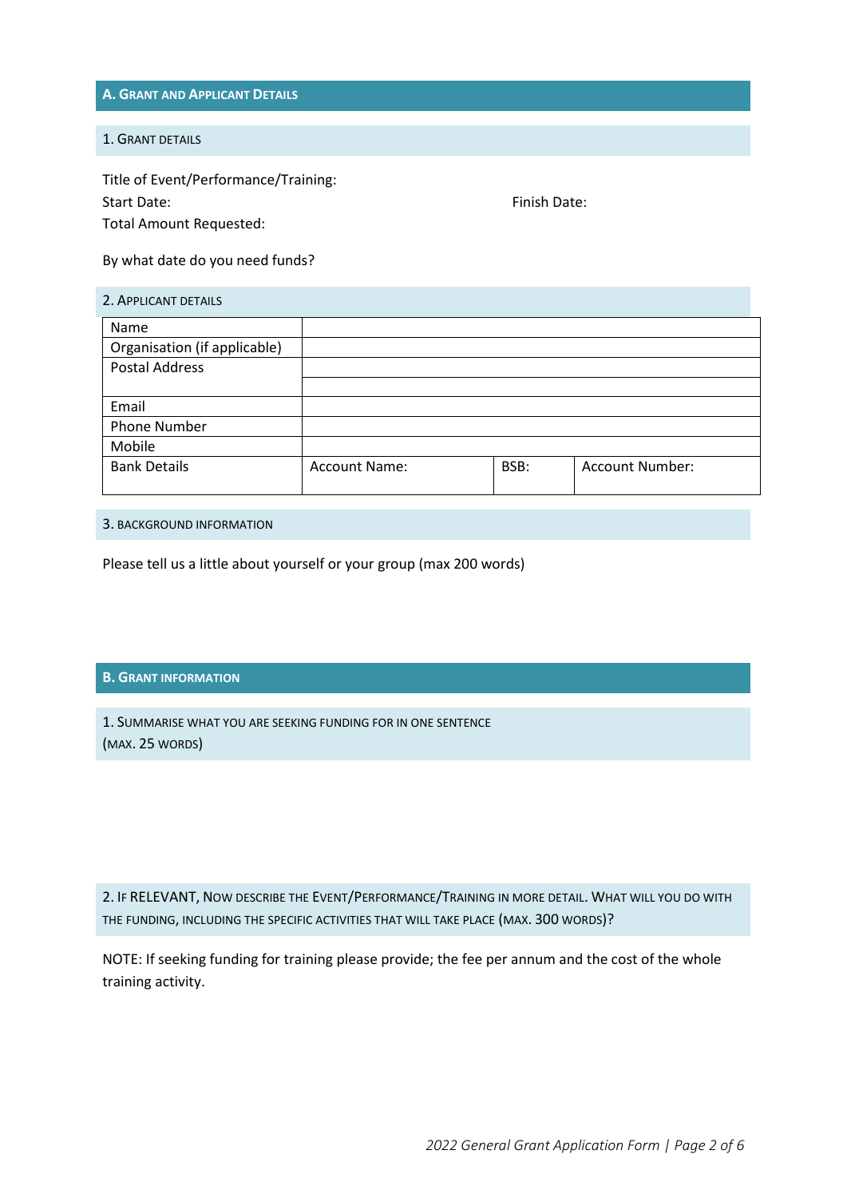## A. Grant and Applicant Details

### 1. Grant Details

Title of Event/Performance/Training:

Start Date: Finish Date:

Total Amount Requested:

By what date do you need funds?

### 2. Applicant Details

| Name | | | |
|---|---|---|---|
| Organisation (if applicable) | | | |
| Postal Address | | | |
| | | | |
| Email | | | |
| Phone Number | | | |
| Mobile | | | |
| Bank Details | Account Name: | BSB: | Account Number: |

### 3. Background Information

Please tell us a little about yourself or your group (max 200 words)

## B. Grant Information

### 1. Summarise what you are seeking funding for in one sentence (max. 25 words)

### 2. If RELEVANT, now describe the Event/Performance/Training in more detail. What will you do with the funding, including the specific activities that will take place (max. 300 words)?

NOTE: If seeking funding for training please provide; the fee per annum and the cost of the whole training activity.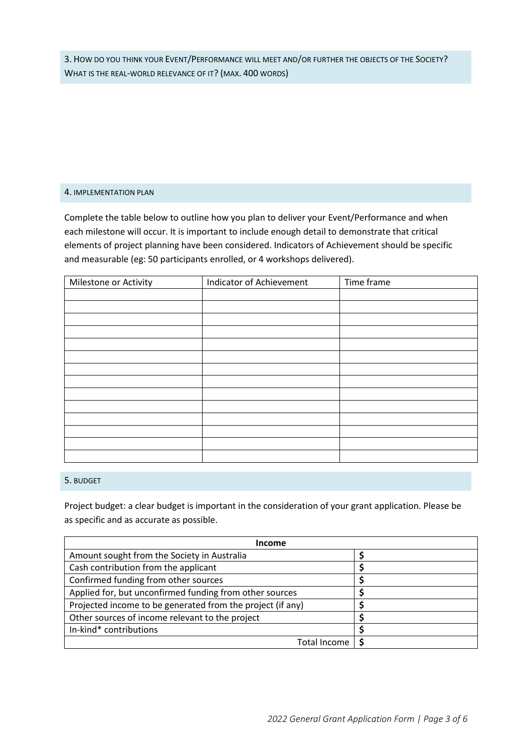## 3. How do you think your Event/Performance will meet and/or further the objects of the Society? What is the real-world relevance of it? (max. 400 words)

## 4. Implementation plan

Complete the table below to outline how you plan to deliver your Event/Performance and when each milestone will occur. It is important to include enough detail to demonstrate that critical elements of project planning have been considered. Indicators of Achievement should be specific and measurable (eg: 50 participants enrolled, or 4 workshops delivered).

| Milestone or Activity | Indicator of Achievement | Time frame |
| --- | --- | --- |
| | | |
| | | |
| | | |
| | | |
| | | |
| | | |
| | | |
| | | |
| | | |
| | | |
| | | |
| | | |
| | | |
| | | |

## 5. Budget

Project budget: a clear budget is important in the consideration of your grant application. Please be as specific and as accurate as possible.

| **Income** | |
| --- | --- |
| Amount sought from the Society in Australia | **$** |
| Cash contribution from the applicant | **$** |
| Confirmed funding from other sources | **$** |
| Applied for, but unconfirmed funding from other sources | **$** |
| Projected income to be generated from the project (if any) | **$** |
| Other sources of income relevant to the project | **$** |
| In-kind* contributions | **$** |
| Total Income | **$** |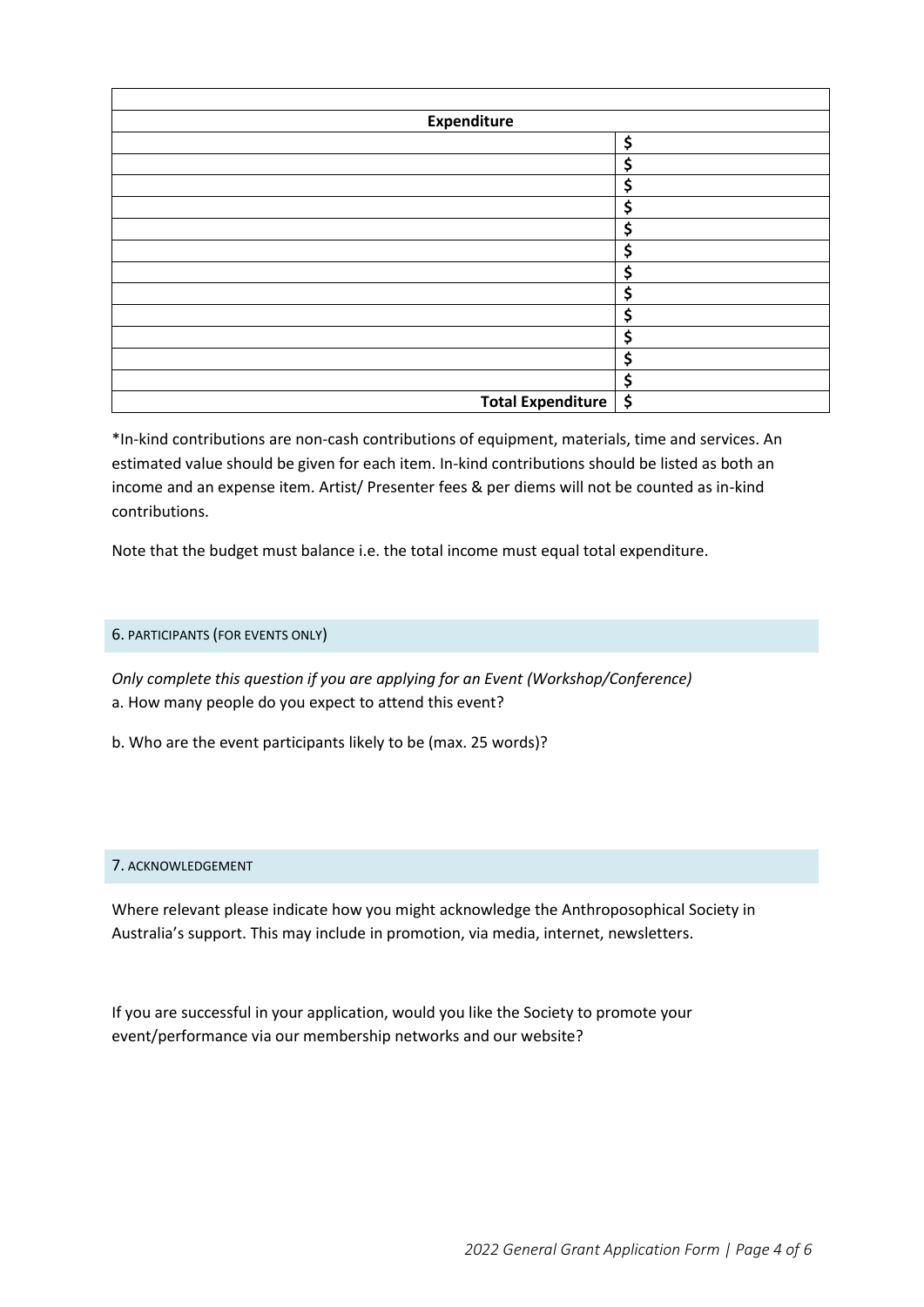| | |
|---|---|
| **Expenditure** | |
| | $ |
| | $ |
| | $ |
| | $ |
| | $ |
| | $ |
| | $ |
| | $ |
| | $ |
| | $ |
| | $ |
| | $ |
| **Total Expenditure** | $ |

*In-kind contributions are non-cash contributions of equipment, materials, time and services. An estimated value should be given for each item. In-kind contributions should be listed as both an income and an expense item. Artist/ Presenter fees & per diems will not be counted as in-kind contributions.

Note that the budget must balance i.e. the total income must equal total expenditure.

## 6. PARTICIPANTS (FOR EVENTS ONLY)

*Only complete this question if you are applying for an Event (Workshop/Conference)*

a. How many people do you expect to attend this event?

b. Who are the event participants likely to be (max. 25 words)?

## 7. ACKNOWLEDGEMENT

Where relevant please indicate how you might acknowledge the Anthroposophical Society in Australia's support. This may include in promotion, via media, internet, newsletters.

If you are successful in your application, would you like the Society to promote your event/performance via our membership networks and our website?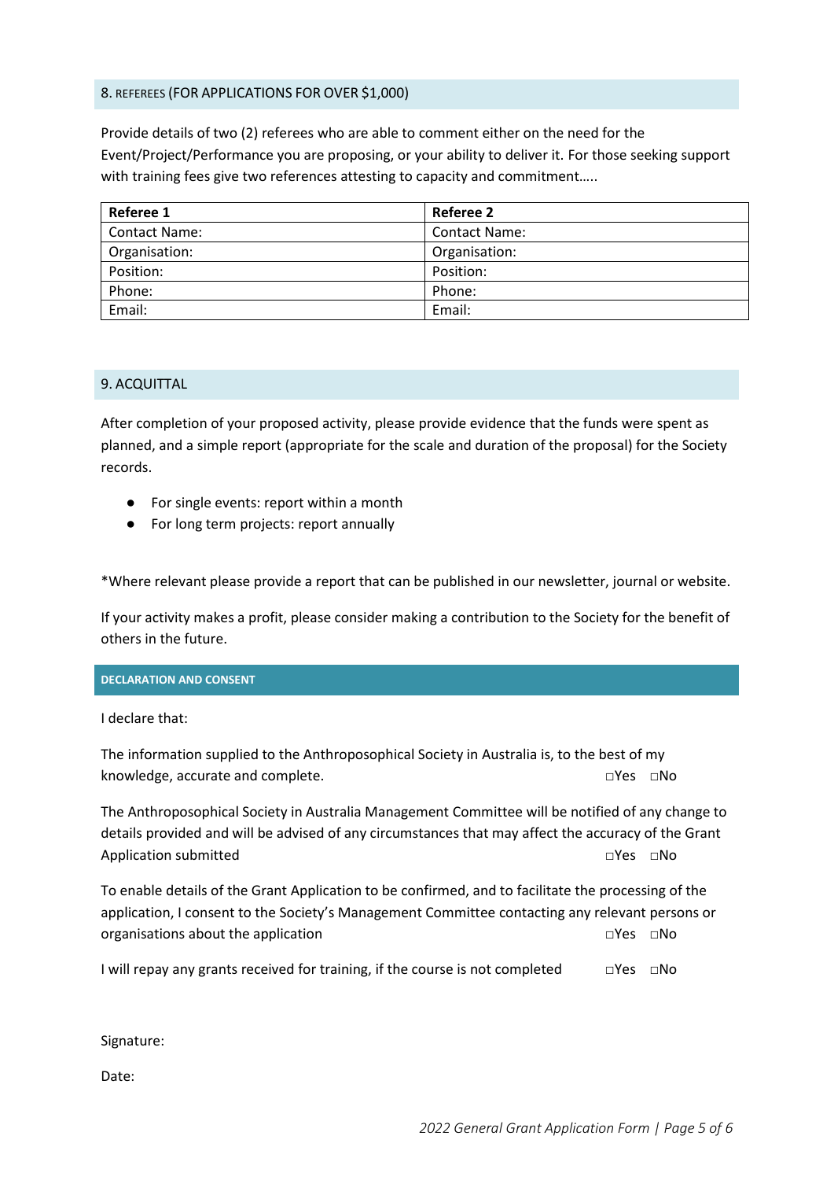## 8. REFEREES (FOR APPLICATIONS FOR OVER $1,000)

Provide details of two (2) referees who are able to comment either on the need for the Event/Project/Performance you are proposing, or your ability to deliver it. For those seeking support with training fees give two references attesting to capacity and commitment…..

| **Referee 1** | **Referee 2** |
|---|---|
| Contact Name: | Contact Name: |
| Organisation: | Organisation: |
| Position: | Position: |
| Phone: | Phone: |
| Email: | Email: |

## 9. ACQUITTAL

After completion of your proposed activity, please provide evidence that the funds were spent as planned, and a simple report (appropriate for the scale and duration of the proposal) for the Society records.

- For single events: report within a month
- For long term projects: report annually

*Where relevant please provide a report that can be published in our newsletter, journal or website.

If your activity makes a profit, please consider making a contribution to the Society for the benefit of others in the future.

## DECLARATION AND CONSENT

I declare that:

The information supplied to the Anthroposophical Society in Australia is, to the best of my knowledge, accurate and complete. □Yes □No

The Anthroposophical Society in Australia Management Committee will be notified of any change to details provided and will be advised of any circumstances that may affect the accuracy of the Grant Application submitted □Yes □No

To enable details of the Grant Application to be confirmed, and to facilitate the processing of the application, I consent to the Society's Management Committee contacting any relevant persons or organisations about the application □Yes □No

I will repay any grants received for training, if the course is not completed □Yes □No

Signature:

Date: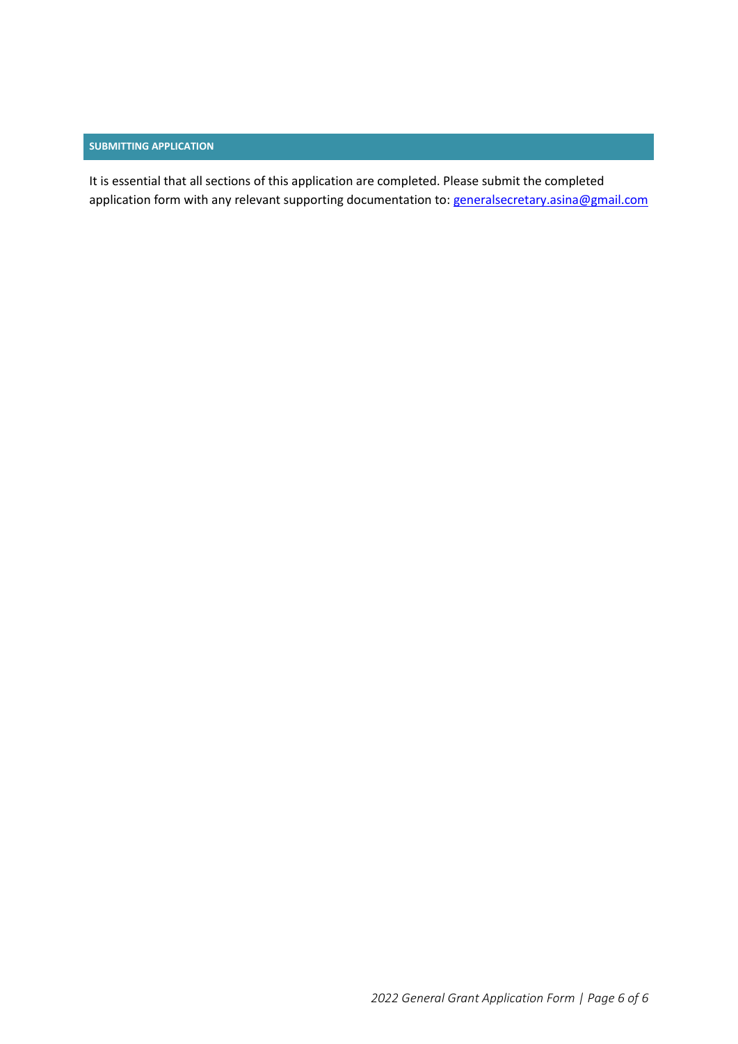## SUBMITTING APPLICATION

It is essential that all sections of this application are completed. Please submit the completed application form with any relevant supporting documentation to: generalsecretary.asina@gmail.com